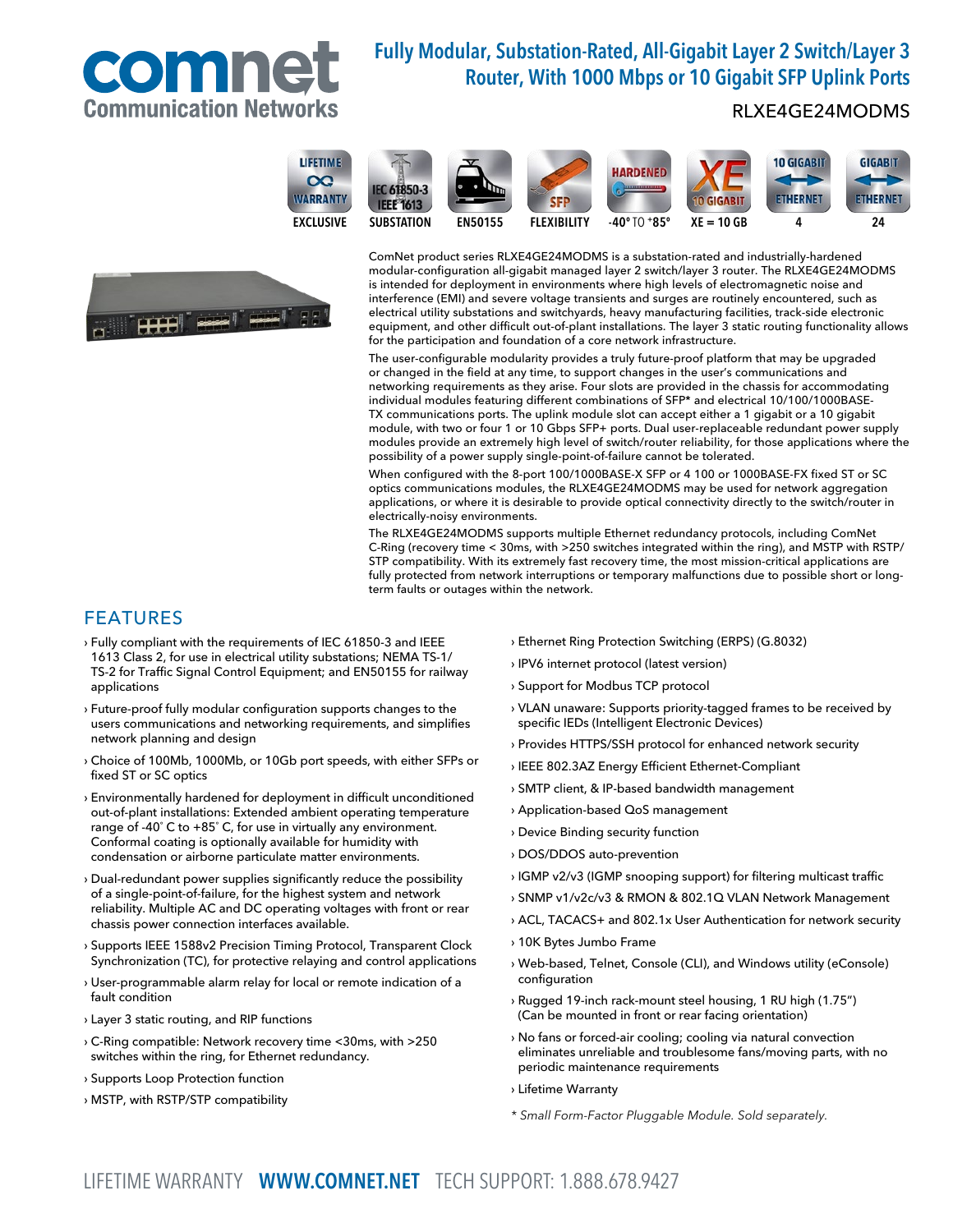# Fully Modular, Substation-Rated, All-Gigabit Layer 2 Switch/Layer 3 Router, With 1000 Mbps or 10 Gigabit SFP Uplink Ports

## RLXE4GE24MODMS

EXCLUSIVE | SUBSTATION | EN50155 | FLEXIBILITY | -40° TO +85° | XE = 10 GB | 4 | 24

ComNet product series RLXE4GE24MODMS is a substation-rated and industrially-hardened modular-configuration all-gigabit managed layer 2 switch/layer 3 router. The RLXE4GE24MODMS is intended for deployment in environments where high levels of electromagnetic noise and interference (EMI) and severe voltage transients and surges are routinely encountered, such as electrical utility substations and switchyards, heavy manufacturing facilities, track-side electronic equipment, and other difficult out-of-plant installations. The layer 3 static routing functionality allows for the participation and foundation of a core network infrastructure.

The user-configurable modularity provides a truly future-proof platform that may be upgraded or changed in the field at any time, to support changes in the user's communications and networking requirements as they arise. Four slots are provided in the chassis for accommodating individual modules featuring different combinations of SFP* and electrical 10/100/1000BASE-TX communications ports. The uplink module slot can accept either a 1 gigabit or a 10 gigabit module, with two or four 1 or 10 Gbps SFP+ ports. Dual user-replaceable redundant power supply modules provide an extremely high level of switch/router reliability, for those applications where the possibility of a power supply single-point-of-failure cannot be tolerated.

When configured with the 8-port 100/1000BASE-X SFP or 4 100 or 1000BASE-FX fixed ST or SC optics communications modules, the RLXE4GE24MODMS may be used for network aggregation applications, or where it is desirable to provide optical connectivity directly to the switch/router in electrically-noisy environments.

The RLXE4GE24MODMS supports multiple Ethernet redundancy protocols, including ComNet C-Ring (recovery time < 30ms, with >250 switches integrated within the ring), and MSTP with RSTP/STP compatibility. With its extremely fast recovery time, the most mission-critical applications are fully protected from network interruptions or temporary malfunctions due to possible short or long-term faults or outages within the network.

## FEATURES

- Fully compliant with the requirements of IEC 61850-3 and IEEE 1613 Class 2, for use in electrical utility substations; NEMA TS-1/TS-2 for Traffic Signal Control Equipment; and EN50155 for railway applications
- Future-proof fully modular configuration supports changes to the users communications and networking requirements, and simplifies network planning and design
- Choice of 100Mb, 1000Mb, or 10Gb port speeds, with either SFPs or fixed ST or SC optics
- Environmentally hardened for deployment in difficult unconditioned out-of-plant installations: Extended ambient operating temperature range of -40˚ C to +85˚ C, for use in virtually any environment. Conformal coating is optionally available for humidity with condensation or airborne particulate matter environments.
- Dual-redundant power supplies significantly reduce the possibility of a single-point-of-failure, for the highest system and network reliability. Multiple AC and DC operating voltages with front or rear chassis power connection interfaces available.
- Supports IEEE 1588v2 Precision Timing Protocol, Transparent Clock Synchronization (TC), for protective relaying and control applications
- User-programmable alarm relay for local or remote indication of a fault condition
- Layer 3 static routing, and RIP functions
- C-Ring compatible: Network recovery time <30ms, with >250 switches within the ring, for Ethernet redundancy.
- Supports Loop Protection function
- MSTP, with RSTP/STP compatibility
- Ethernet Ring Protection Switching (ERPS) (G.8032)
- IPV6 internet protocol (latest version)
- Support for Modbus TCP protocol
- VLAN unaware: Supports priority-tagged frames to be received by specific IEDs (Intelligent Electronic Devices)
- Provides HTTPS/SSH protocol for enhanced network security
- IEEE 802.3AZ Energy Efficient Ethernet-Compliant
- SMTP client, & IP-based bandwidth management
- Application-based QoS management
- Device Binding security function
- DOS/DDOS auto-prevention
- IGMP v2/v3 (IGMP snooping support) for filtering multicast traffic
- SNMP v1/v2c/v3 & RMON & 802.1Q VLAN Network Management
- ACL, TACACS+ and 802.1x User Authentication for network security
- 10K Bytes Jumbo Frame
- Web-based, Telnet, Console (CLI), and Windows utility (eConsole) configuration
- Rugged 19-inch rack-mount steel housing, 1 RU high (1.75") (Can be mounted in front or rear facing orientation)
- No fans or forced-air cooling; cooling via natural convection eliminates unreliable and troublesome fans/moving parts, with no periodic maintenance requirements
- Lifetime Warranty

*\* Small Form-Factor Pluggable Module. Sold separately.*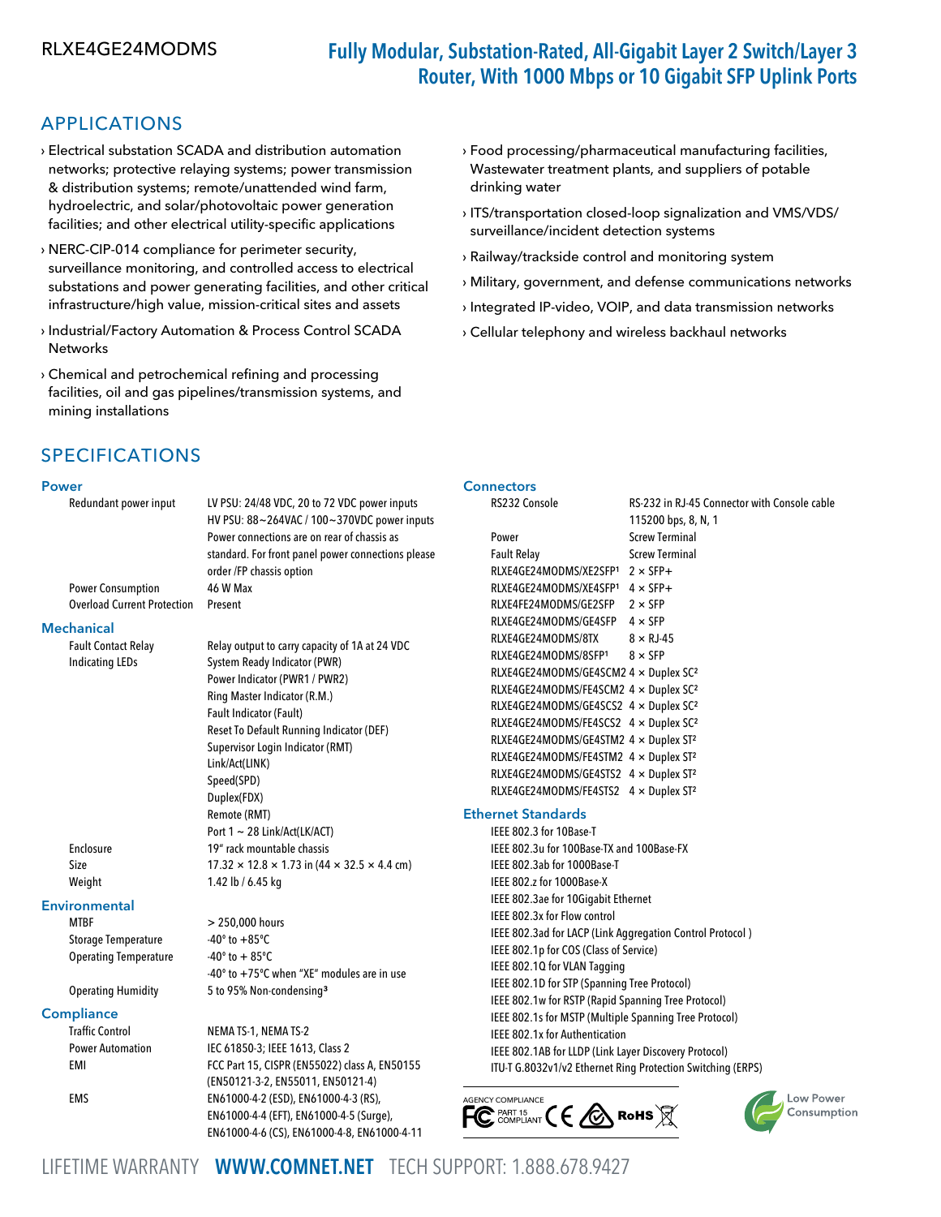RLXE4GE24MODMS

# Fully Modular, Substation-Rated, All-Gigabit Layer 2 Switch/Layer 3 Router, With 1000 Mbps or 10 Gigabit SFP Uplink Ports

## APPLICATIONS

- Electrical substation SCADA and distribution automation networks; protective relaying systems; power transmission & distribution systems; remote/unattended wind farm, hydroelectric, and solar/photovoltaic power generation facilities; and other electrical utility-specific applications
- NERC-CIP-014 compliance for perimeter security, surveillance monitoring, and controlled access to electrical substations and power generating facilities, and other critical infrastructure/high value, mission-critical sites and assets
- Industrial/Factory Automation & Process Control SCADA Networks
- Chemical and petrochemical refining and processing facilities, oil and gas pipelines/transmission systems, and mining installations
- Food processing/pharmaceutical manufacturing facilities, Wastewater treatment plants, and suppliers of potable drinking water
- ITS/transportation closed-loop signalization and VMS/VDS/surveillance/incident detection systems
- Railway/trackside control and monitoring system
- Military, government, and defense communications networks
- Integrated IP-video, VOIP, and data transmission networks
- Cellular telephony and wireless backhaul networks

## SPECIFICATIONS

### Power

| | |
|---|---|
| Redundant power input | LV PSU: 24/48 VDC, 20 to 72 VDC power inputs<br>HV PSU: 88~264VAC / 100~370VDC power inputs<br>Power connections are on rear of chassis as standard. For front panel power connections please order /FP chassis option |
| Power Consumption | 46 W Max |
| Overload Current Protection | Present |

### Mechanical

| | |
|---|---|
| Fault Contact Relay | Relay output to carry capacity of 1A at 24 VDC |
| Indicating LEDs | System Ready Indicator (PWR)<br>Power Indicator (PWR1 / PWR2)<br>Ring Master Indicator (R.M.)<br>Fault Indicator (Fault)<br>Reset To Default Running Indicator (DEF)<br>Supervisor Login Indicator (RMT)<br>Link/Act(LINK)<br>Speed(SPD)<br>Duplex(FDX)<br>Remote (RMT)<br>Port 1 ~ 28 Link/Act(LK/ACT) |
| Enclosure | 19" rack mountable chassis |
| Size | 17.32 × 12.8 × 1.73 in (44 × 32.5 × 4.4 cm) |
| Weight | 1.42 lb / 6.45 kg |

### Environmental

| | |
|---|---|
| MTBF | > 250,000 hours |
| Storage Temperature | -40° to +85°C |
| Operating Temperature | -40° to + 85°C<br>-40° to +75°C when "XE" modules are in use |
| Operating Humidity | 5 to 95% Non-condensing[3] |

### Compliance

| | |
|---|---|
| Traffic Control | NEMA TS-1, NEMA TS-2 |
| Power Automation | IEC 61850-3; IEEE 1613, Class 2 |
| EMI | FCC Part 15, CISPR (EN55022) class A, EN50155 (EN50121-3-2, EN55011, EN50121-4) |
| EMS | EN61000-4-2 (ESD), EN61000-4-3 (RS), EN61000-4-4 (EFT), EN61000-4-5 (Surge), EN61000-4-6 (CS), EN61000-4-8, EN61000-4-11 |

### Connectors

| | |
|---|---|
| RS232 Console | RS-232 in RJ-45 Connector with Console cable 115200 bps, 8, N, 1 |
| Power | Screw Terminal |
| Fault Relay | Screw Terminal |
| RLXE4GE24MODMS/XE2SFP[1] | 2 × SFP+ |
| RLXE4GE24MODMS/XE4SFP[1] | 4 × SFP+ |
| RLXE4FE24MODMS/GE2SFP | 2 × SFP |
| RLXE4GE24MODMS/GE4SFP | 4 × SFP |
| RLXE4GE24MODMS/8TX | 8 × RJ-45 |
| RLXE4GE24MODMS/8SFP[1] | 8 × SFP |
| RLXE4GE24MODMS/GE4SCM2 | 4 × Duplex SC[2] |
| RLXE4GE24MODMS/FE4SCM2 | 4 × Duplex SC[2] |
| RLXE4GE24MODMS/GE4SCS2 | 4 × Duplex SC[2] |
| RLXE4GE24MODMS/FE4SCS2 | 4 × Duplex SC[2] |
| RLXE4GE24MODMS/GE4STM2 | 4 × Duplex ST[2] |
| RLXE4GE24MODMS/FE4STM2 | 4 × Duplex ST[2] |
| RLXE4GE24MODMS/GE4STS2 | 4 × Duplex ST[2] |
| RLXE4GE24MODMS/FE4STS2 | 4 × Duplex ST[2] |

### Ethernet Standards

- IEEE 802.3 for 10Base-T
- IEEE 802.3u for 100Base-TX and 100Base-FX
- IEEE 802.3ab for 1000Base-T
- IEEE 802.z for 1000Base-X
- IEEE 802.3ae for 10Gigabit Ethernet
- IEEE 802.3x for Flow control
- IEEE 802.3ad for LACP (Link Aggregation Control Protocol )
- IEEE 802.1p for COS (Class of Service)
- IEEE 802.1Q for VLAN Tagging
- IEEE 802.1D for STP (Spanning Tree Protocol)
- IEEE 802.1w for RSTP (Rapid Spanning Tree Protocol)
- IEEE 802.1s for MSTP (Multiple Spanning Tree Protocol)
- IEEE 802.1x for Authentication
- IEEE 802.1AB for LLDP (Link Layer Discovery Protocol)
- ITU-T G.8032v1/v2 Ethernet Ring Protection Switching (ERPS)

AGENCY COMPLIANCE: FC Part 15 Compliant, CE, RoHS

Low Power Consumption

LIFETIME WARRANTY **WWW.COMNET.NET** TECH SUPPORT: 1.888.678.9427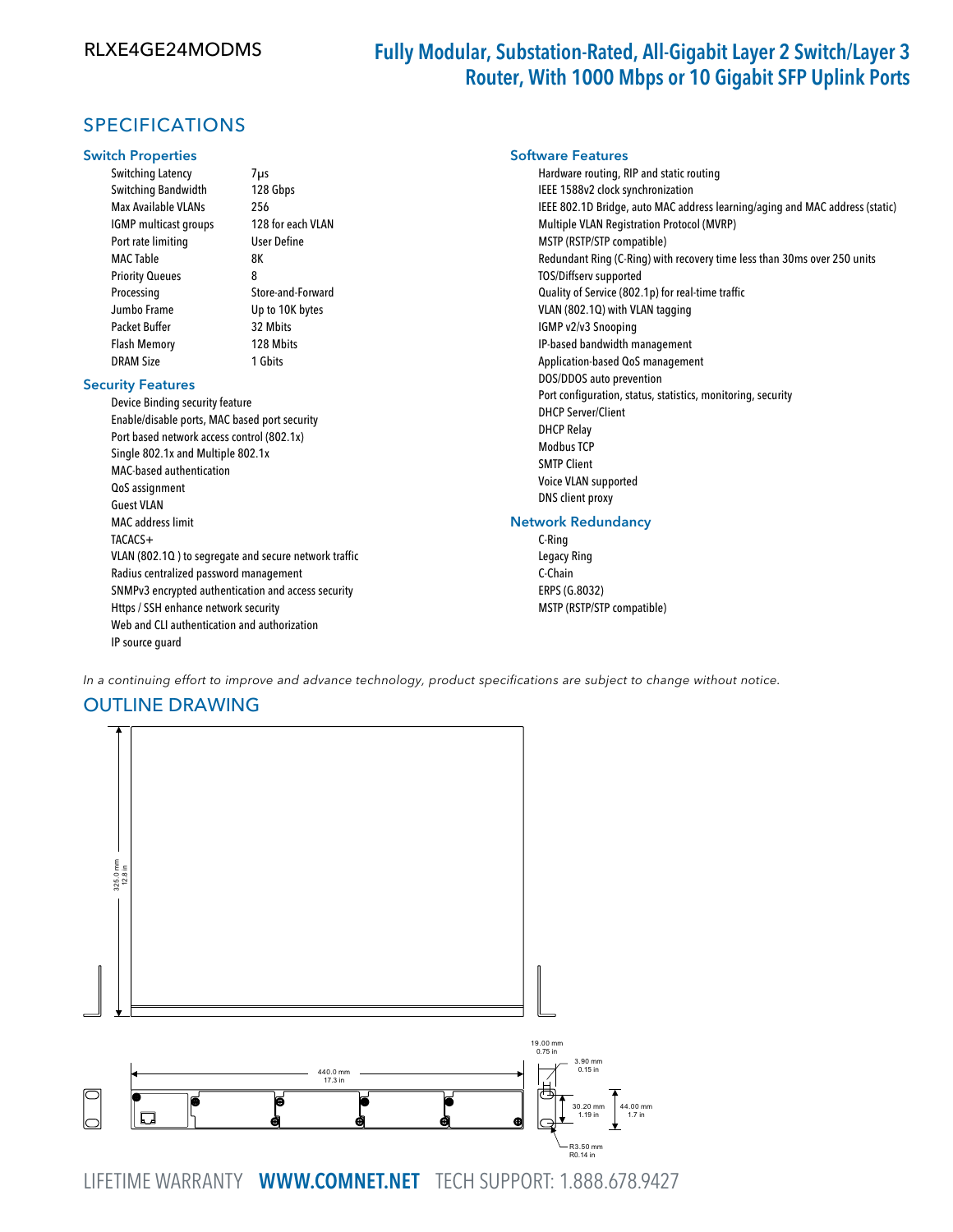RLXE4GE24MODMS

# Fully Modular, Substation-Rated, All-Gigabit Layer 2 Switch/Layer 3 Router, With 1000 Mbps or 10 Gigabit SFP Uplink Ports

## SPECIFICATIONS

### Switch Properties

| | |
|---|---|
| Switching Latency | 7μs |
| Switching Bandwidth | 128 Gbps |
| Max Available VLANs | 256 |
| IGMP multicast groups | 128 for each VLAN |
| Port rate limiting | User Define |
| MAC Table | 8K |
| Priority Queues | 8 |
| Processing | Store-and-Forward |
| Jumbo Frame | Up to 10K bytes |
| Packet Buffer | 32 Mbits |
| Flash Memory | 128 Mbits |
| DRAM Size | 1 Gbits |

### Security Features

- Device Binding security feature
- Enable/disable ports, MAC based port security
- Port based network access control (802.1x)
- Single 802.1x and Multiple 802.1x
- MAC-based authentication
- QoS assignment
- Guest VLAN
- MAC address limit
- TACACS+
- VLAN (802.1Q ) to segregate and secure network traffic
- Radius centralized password management
- SNMPv3 encrypted authentication and access security
- Https / SSH enhance network security
- Web and CLI authentication and authorization
- IP source guard

### Software Features

- Hardware routing, RIP and static routing
- IEEE 1588v2 clock synchronization
- IEEE 802.1D Bridge, auto MAC address learning/aging and MAC address (static)
- Multiple VLAN Registration Protocol (MVRP)
- MSTP (RSTP/STP compatible)
- Redundant Ring (C-Ring) with recovery time less than 30ms over 250 units
- TOS/Diffserv supported
- Quality of Service (802.1p) for real-time traffic
- VLAN (802.1Q) with VLAN tagging
- IGMP v2/v3 Snooping
- IP-based bandwidth management
- Application-based QoS management
- DOS/DDOS auto prevention
- Port configuration, status, statistics, monitoring, security
- DHCP Server/Client
- DHCP Relay
- Modbus TCP
- SMTP Client
- Voice VLAN supported
- DNS client proxy

### Network Redundancy

- C-Ring
- Legacy Ring
- C-Chain
- ERPS (G.8032)
- MSTP (RSTP/STP compatible)

*In a continuing effort to improve and advance technology, product specifications are subject to change without notice.*

## OUTLINE DRAWING

325.0 mm / 12.8 in

440.0 mm / 17.3 in

19.00 mm / 0.75 in

3.90 mm / 0.15 in

30.20 mm / 1.19 in

44.00 mm / 1.7 in

R3.50 mm / R0.14 in

LIFETIME WARRANTY **WWW.COMNET.NET** TECH SUPPORT: 1.888.678.9427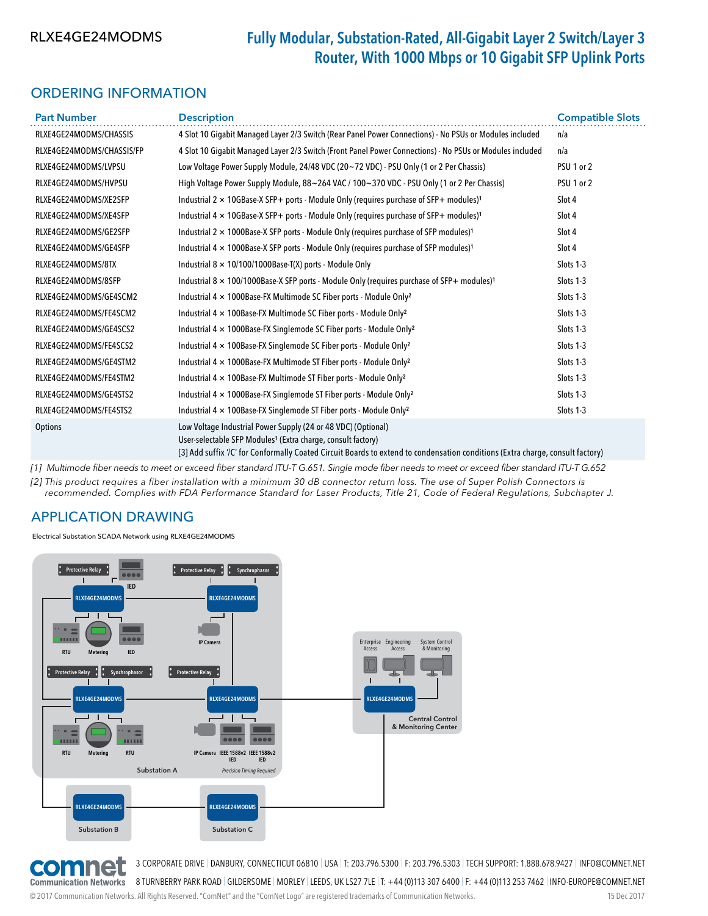RLXE4GE24MODMS

# Fully Modular, Substation-Rated, All-Gigabit Layer 2 Switch/Layer 3 Router, With 1000 Mbps or 10 Gigabit SFP Uplink Ports

## ORDERING INFORMATION

| Part Number | Description | Compatible Slots |
|---|---|---|
| RLXE4GE24MODMS/CHASSIS | 4 Slot 10 Gigabit Managed Layer 2/3 Switch (Rear Panel Power Connections) - No PSUs or Modules included | n/a |
| RLXE4GE24MODMS/CHASSIS/FP | 4 Slot 10 Gigabit Managed Layer 2/3 Switch (Front Panel Power Connections) - No PSUs or Modules included | n/a |
| RLXE4GE24MODMS/LVPSU | Low Voltage Power Supply Module, 24/48 VDC (20~72 VDC) - PSU Only (1 or 2 Per Chassis) | PSU 1 or 2 |
| RLXE4GE24MODMS/HVPSU | High Voltage Power Supply Module, 88~264 VAC / 100~370 VDC - PSU Only (1 or 2 Per Chassis) | PSU 1 or 2 |
| RLXE4GE24MODMS/XE2SFP | Industrial 2 × 10GBase-X SFP+ ports - Module Only (requires purchase of SFP+ modules)[1] | Slot 4 |
| RLXE4GE24MODMS/XE4SFP | Industrial 4 × 10GBase-X SFP+ ports - Module Only (requires purchase of SFP+ modules)[1] | Slot 4 |
| RLXE4GE24MODMS/GE2SFP | Industrial 2 × 1000Base-X SFP ports - Module Only (requires purchase of SFP modules)[1] | Slot 4 |
| RLXE4GE24MODMS/GE4SFP | Industrial 4 × 1000Base-X SFP ports - Module Only (requires purchase of SFP modules)[1] | Slot 4 |
| RLXE4GE24MODMS/8TX | Industrial 8 × 10/100/1000Base-T(X) ports - Module Only | Slots 1-3 |
| RLXE4GE24MODMS/8SFP | Industrial 8 × 100/1000Base-X SFP ports - Module Only (requires purchase of SFP+ modules)[1] | Slots 1-3 |
| RLXE4GE24MODMS/GE4SCM2 | Industrial 4 × 1000Base-FX Multimode SC Fiber ports - Module Only[2] | Slots 1-3 |
| RLXE4GE24MODMS/FE4SCM2 | Industrial 4 × 100Base-FX Multimode SC Fiber ports - Module Only[2] | Slots 1-3 |
| RLXE4GE24MODMS/GE4SCS2 | Industrial 4 × 1000Base-FX Singlemode SC Fiber ports - Module Only[2] | Slots 1-3 |
| RLXE4GE24MODMS/FE4SCS2 | Industrial 4 × 100Base-FX Singlemode SC Fiber ports - Module Only[2] | Slots 1-3 |
| RLXE4GE24MODMS/GE4STM2 | Industrial 4 × 1000Base-FX Multimode ST Fiber ports - Module Only[2] | Slots 1-3 |
| RLXE4GE24MODMS/FE4STM2 | Industrial 4 × 100Base-FX Multimode ST Fiber ports - Module Only[2] | Slots 1-3 |
| RLXE4GE24MODMS/GE4STS2 | Industrial 4 × 1000Base-FX Singlemode ST Fiber ports - Module Only[2] | Slots 1-3 |
| RLXE4GE24MODMS/FE4STS2 | Industrial 4 × 100Base-FX Singlemode ST Fiber ports - Module Only[2] | Slots 1-3 |
| Options | Low Voltage Industrial Power Supply (24 or 48 VDC) (Optional)<br>User-selectable SFP Modules[1] (Extra charge, consult factory)<br>[3] Add suffix '/C' for Conformally Coated Circuit Boards to extend to condensation conditions (Extra charge, consult factory) | |

*[1] Multimode fiber needs to meet or exceed fiber standard ITU-T G.651. Single mode fiber needs to meet or exceed fiber standard ITU-T G.652*

*[2] This product requires a fiber installation with a minimum 30 dB connector return loss. The use of Super Polish Connectors is recommended. Complies with FDA Performance Standard for Laser Products, Title 21, Code of Federal Regulations, Subchapter J.*

## APPLICATION DRAWING

Electrical Substation SCADA Network using RLXE4GE24MODMS

Protective Relay
IED
RLXE4GE24MODMS
RTU
Metering
IED
Protective Relay
Synchrophasor
RLXE4GE24MODMS
IP Camera
Protective Relay
Synchrophasor
RLXE4GE24MODMS
RTU
Metering
RTU
Protective Relay
RLXE4GE24MODMS
IP Camera
IEEE 1588v2 IED
IEEE 1588v2 IED
Precision Timing Required
Substation A
Enterprise Access
Engineering Access
System Control & Monitoring
RLXE4GE24MODMS
Central Control & Monitoring Center
RLXE4GE24MODMS
Substation B
RLXE4GE24MODMS
Substation C

comnet Communication Networks

3 CORPORATE DRIVE | DANBURY, CONNECTICUT 06810 | USA | T: 203.796.5300 | F: 203.796.5303 | TECH SUPPORT: 1.888.678.9427 | INFO@COMNET.NET

8 TURNBERRY PARK ROAD | GILDERSOME | MORLEY | LEEDS, UK LS27 7LE | T: +44 (0)113 307 6400 | F: +44 (0)113 253 7462 | INFO-EUROPE@COMNET.NET

© 2017 Communication Networks. All Rights Reserved. "ComNet" and the "ComNet Logo" are registered trademarks of Communication Networks. 15 Dec 2017